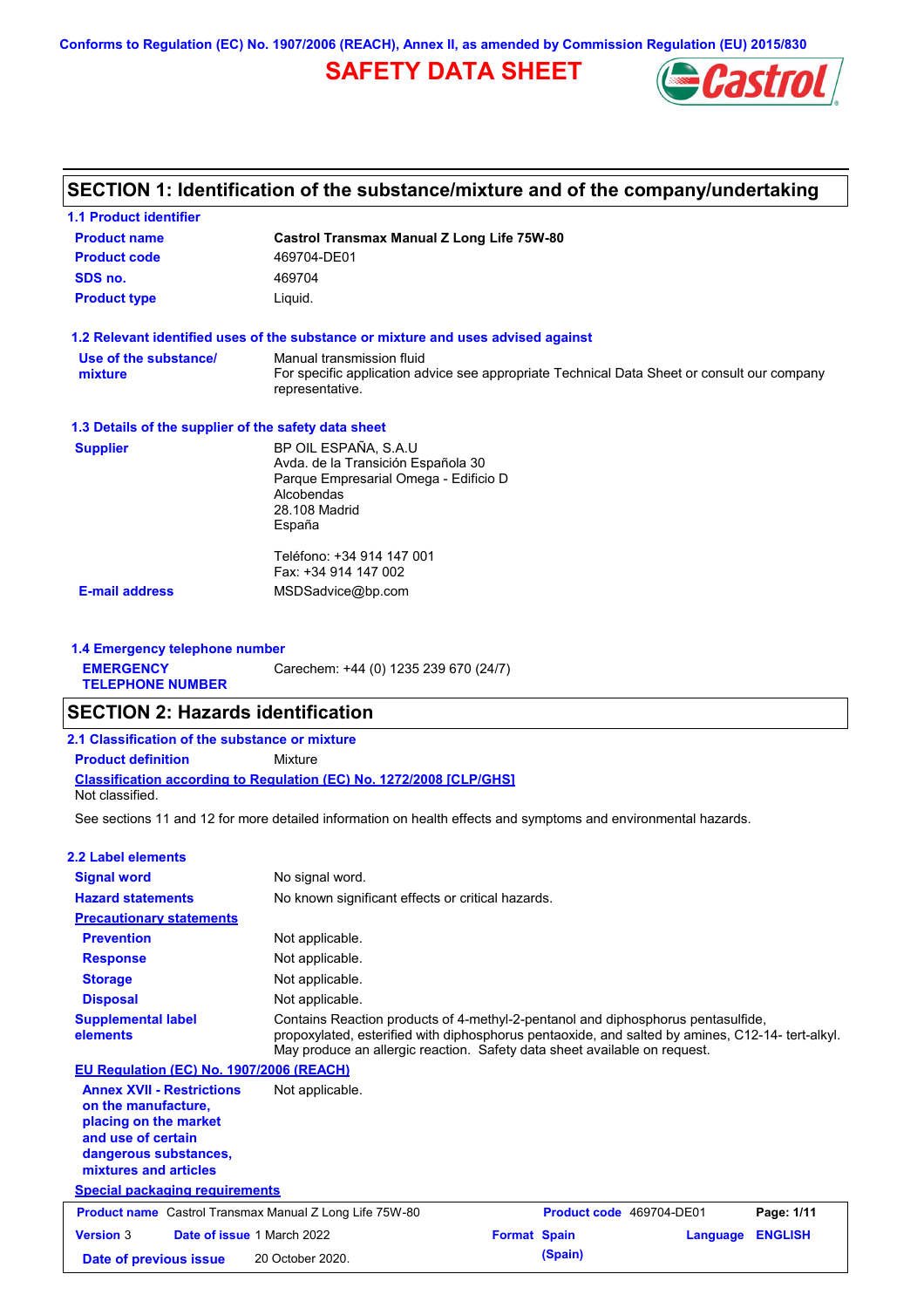Conforms to Regulation (EC) No. 1907/2006 (REACH), Annex II, as amended by Commission Regulation (EU) 2015/830

# SAFETY DATA SHEET

## SECTION 1: Identification of the substance/mixture and of the company/undertaking

### 1.1 Product identifier

| | |
|---|---|
| **Product name** | **Castrol Transmax Manual Z Long Life 75W-80** |
| **Product code** | 469704-DE01 |
| **SDS no.** | 469704 |
| **Product type** | Liquid. |

### 1.2 Relevant identified uses of the substance or mixture and uses advised against

| | |
|---|---|
| **Use of the substance/ mixture** | Manual transmission fluid<br>For specific application advice see appropriate Technical Data Sheet or consult our company representative. |

### 1.3 Details of the supplier of the safety data sheet

**Supplier**

BP OIL ESPAÑA, S.A.U
Avda. de la Transición Española 30
Parque Empresarial Omega - Edificio D
Alcobendas
28.108 Madrid
España

Teléfono: +34 914 147 001
Fax: +34 914 147 002

**E-mail address** MSDSadvice@bp.com

### 1.4 Emergency telephone number

**EMERGENCY TELEPHONE NUMBER** Carechem: +44 (0) 1235 239 670 (24/7)

## SECTION 2: Hazards identification

### 2.1 Classification of the substance or mixture

**Product definition** Mixture

**Classification according to Regulation (EC) No. 1272/2008 [CLP/GHS]**

Not classified.

See sections 11 and 12 for more detailed information on health effects and symptoms and environmental hazards.

### 2.2 Label elements

| | |
|---|---|
| **Signal word** | No signal word. |
| **Hazard statements** | No known significant effects or critical hazards. |
| **Precautionary statements** | |
| **Prevention** | Not applicable. |
| **Response** | Not applicable. |
| **Storage** | Not applicable. |
| **Disposal** | Not applicable. |
| **Supplemental label elements** | Contains Reaction products of 4-methyl-2-pentanol and diphosphorus pentasulfide, propoxylated, esterified with diphosphorus pentaoxide, and salted by amines, C12-14- tert-alkyl. May produce an allergic reaction. Safety data sheet available on request. |

**EU Regulation (EC) No. 1907/2006 (REACH)**

| | |
|---|---|
| **Annex XVII - Restrictions on the manufacture, placing on the market and use of certain dangerous substances, mixtures and articles** | Not applicable. |

**Special packaging requirements**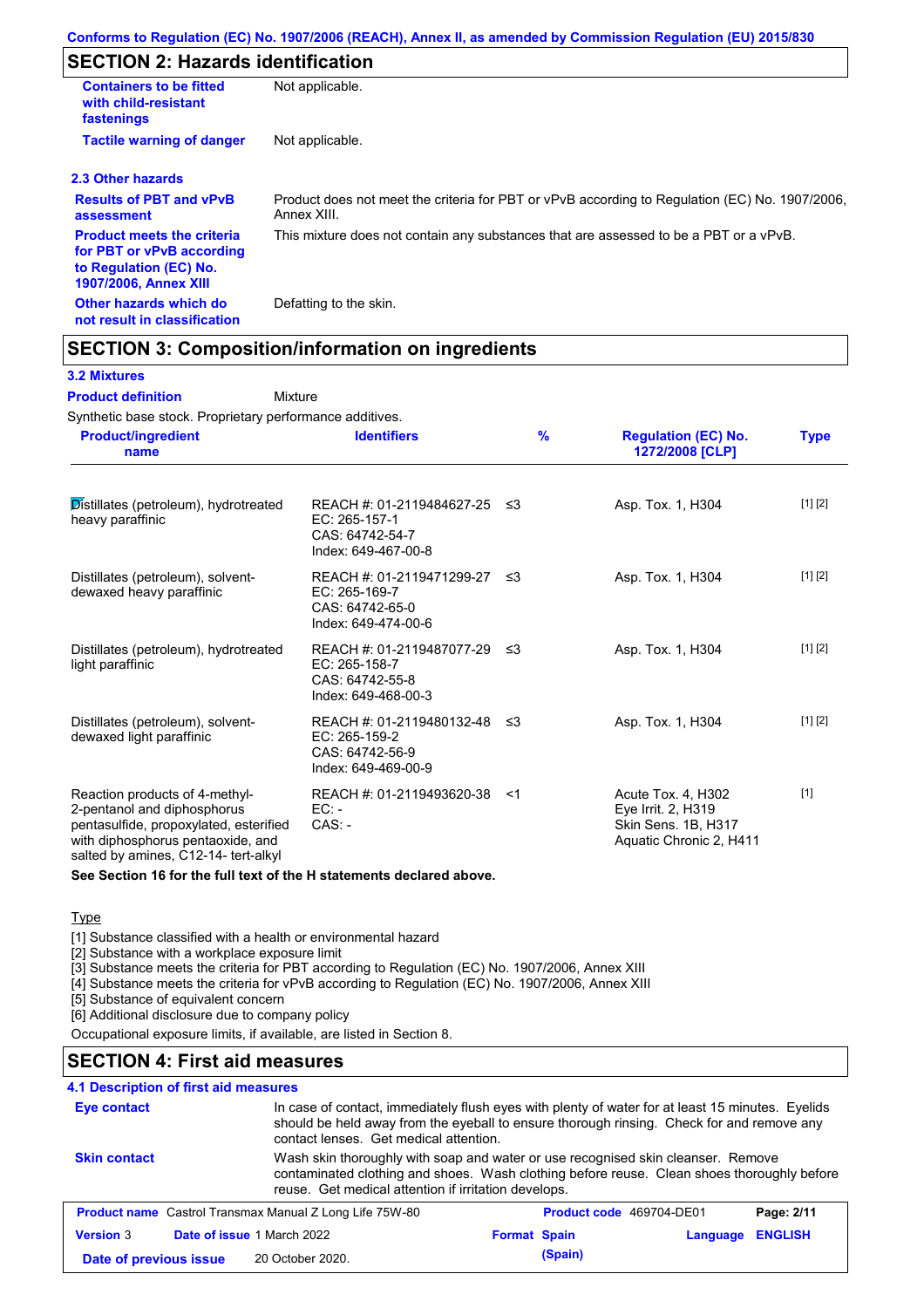Conforms to Regulation (EC) No. 1907/2006 (REACH), Annex II, as amended by Commission Regulation (EU) 2015/830

## SECTION 2: Hazards identification

| | |
|---|---|
| **Containers to be fitted with child-resistant fastenings** | Not applicable. |
| **Tactile warning of danger** | Not applicable. |

### 2.3 Other hazards

| | |
|---|---|
| **Results of PBT and vPvB assessment** | Product does not meet the criteria for PBT or vPvB according to Regulation (EC) No. 1907/2006, Annex XIII. |
| **Product meets the criteria for PBT or vPvB according to Regulation (EC) No. 1907/2006, Annex XIII** | This mixture does not contain any substances that are assessed to be a PBT or a vPvB. |
| **Other hazards which do not result in classification** | Defatting to the skin. |

## SECTION 3: Composition/information on ingredients

### 3.2 Mixtures

**Product definition** Mixture

Synthetic base stock. Proprietary performance additives.

| Product/ingredient name | Identifiers | % | Regulation (EC) No. 1272/2008 [CLP] | Type |
|---|---|---|---|---|
| Distillates (petroleum), hydrotreated heavy paraffinic | REACH #: 01-2119484627-25<br>EC: 265-157-1<br>CAS: 64742-54-7<br>Index: 649-467-00-8 | ≤3 | Asp. Tox. 1, H304 | [1] [2] |
| Distillates (petroleum), solvent-dewaxed heavy paraffinic | REACH #: 01-2119471299-27<br>EC: 265-169-7<br>CAS: 64742-65-0<br>Index: 649-474-00-6 | ≤3 | Asp. Tox. 1, H304 | [1] [2] |
| Distillates (petroleum), hydrotreated light paraffinic | REACH #: 01-2119487077-29<br>EC: 265-158-7<br>CAS: 64742-55-8<br>Index: 649-468-00-3 | ≤3 | Asp. Tox. 1, H304 | [1] [2] |
| Distillates (petroleum), solvent-dewaxed light paraffinic | REACH #: 01-2119480132-48<br>EC: 265-159-2<br>CAS: 64742-56-9<br>Index: 649-469-00-9 | ≤3 | Asp. Tox. 1, H304 | [1] [2] |
| Reaction products of 4-methyl-2-pentanol and diphosphorus pentasulfide, propoxylated, esterified with diphosphorus pentaoxide, and salted by amines, C12-14- tert-alkyl | REACH #: 01-2119493620-38<br>EC: -<br>CAS: - | <1 | Acute Tox. 4, H302<br>Eye Irrit. 2, H319<br>Skin Sens. 1B, H317<br>Aquatic Chronic 2, H411 | [1] |

**See Section 16 for the full text of the H statements declared above.**

Type

[1] Substance classified with a health or environmental hazard
[2] Substance with a workplace exposure limit
[3] Substance meets the criteria for PBT according to Regulation (EC) No. 1907/2006, Annex XIII
[4] Substance meets the criteria for vPvB according to Regulation (EC) No. 1907/2006, Annex XIII
[5] Substance of equivalent concern
[6] Additional disclosure due to company policy

Occupational exposure limits, if available, are listed in Section 8.

## SECTION 4: First aid measures

### 4.1 Description of first aid measures

| | |
|---|---|
| **Eye contact** | In case of contact, immediately flush eyes with plenty of water for at least 15 minutes. Eyelids should be held away from the eyeball to ensure thorough rinsing. Check for and remove any contact lenses. Get medical attention. |
| **Skin contact** | Wash skin thoroughly with soap and water or use recognised skin cleanser. Remove contaminated clothing and shoes. Wash clothing before reuse. Clean shoes thoroughly before reuse. Get medical attention if irritation develops. |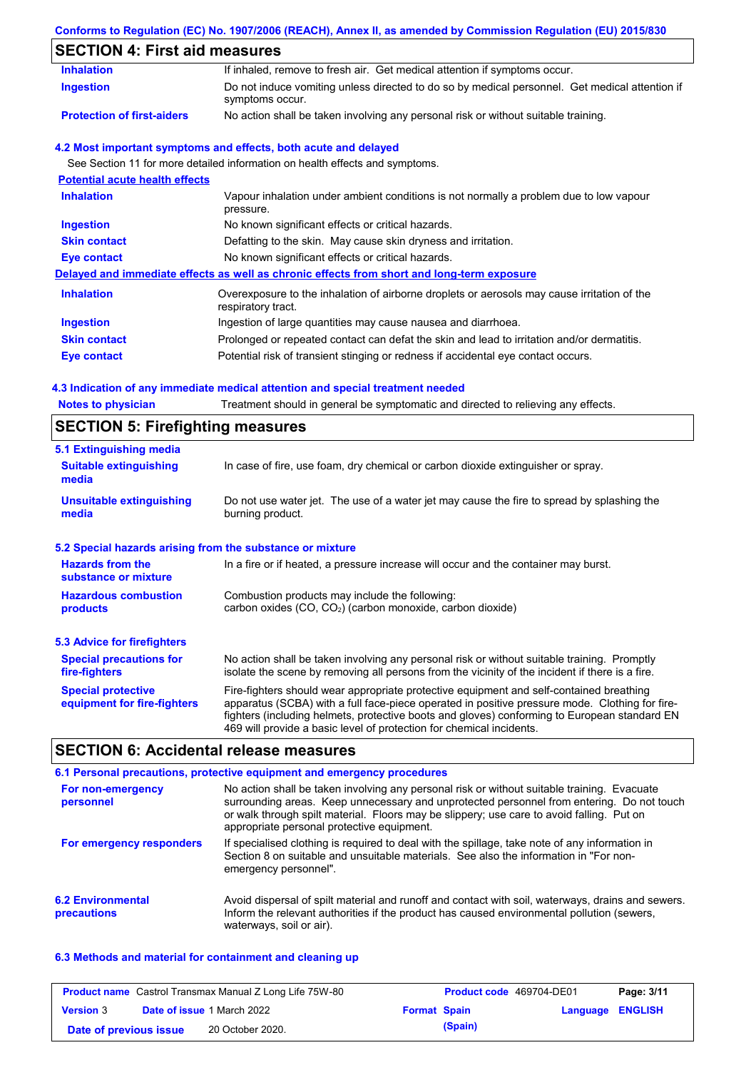Conforms to Regulation (EC) No. 1907/2006 (REACH), Annex II, as amended by Commission Regulation (EU) 2015/830

## SECTION 4: First aid measures

| | |
|---|---|
| **Inhalation** | If inhaled, remove to fresh air. Get medical attention if symptoms occur. |
| **Ingestion** | Do not induce vomiting unless directed to do so by medical personnel. Get medical attention if symptoms occur. |
| **Protection of first-aiders** | No action shall be taken involving any personal risk or without suitable training. |

### 4.2 Most important symptoms and effects, both acute and delayed

See Section 11 for more detailed information on health effects and symptoms.

**Potential acute health effects**

| | |
|---|---|
| **Inhalation** | Vapour inhalation under ambient conditions is not normally a problem due to low vapour pressure. |
| **Ingestion** | No known significant effects or critical hazards. |
| **Skin contact** | Defatting to the skin. May cause skin dryness and irritation. |
| **Eye contact** | No known significant effects or critical hazards. |

**Delayed and immediate effects as well as chronic effects from short and long-term exposure**

| | |
|---|---|
| **Inhalation** | Overexposure to the inhalation of airborne droplets or aerosols may cause irritation of the respiratory tract. |
| **Ingestion** | Ingestion of large quantities may cause nausea and diarrhoea. |
| **Skin contact** | Prolonged or repeated contact can defat the skin and lead to irritation and/or dermatitis. |
| **Eye contact** | Potential risk of transient stinging or redness if accidental eye contact occurs. |

### 4.3 Indication of any immediate medical attention and special treatment needed

| | |
|---|---|
| **Notes to physician** | Treatment should in general be symptomatic and directed to relieving any effects. |

## SECTION 5: Firefighting measures

### 5.1 Extinguishing media

| | |
|---|---|
| **Suitable extinguishing media** | In case of fire, use foam, dry chemical or carbon dioxide extinguisher or spray. |
| **Unsuitable extinguishing media** | Do not use water jet. The use of a water jet may cause the fire to spread by splashing the burning product. |

### 5.2 Special hazards arising from the substance or mixture

| | |
|---|---|
| **Hazards from the substance or mixture** | In a fire or if heated, a pressure increase will occur and the container may burst. |
| **Hazardous combustion products** | Combustion products may include the following: carbon oxides (CO, $CO_2$) (carbon monoxide, carbon dioxide) |

### 5.3 Advice for firefighters

| | |
|---|---|
| **Special precautions for fire-fighters** | No action shall be taken involving any personal risk or without suitable training. Promptly isolate the scene by removing all persons from the vicinity of the incident if there is a fire. |
| **Special protective equipment for fire-fighters** | Fire-fighters should wear appropriate protective equipment and self-contained breathing apparatus (SCBA) with a full face-piece operated in positive pressure mode. Clothing for fire-fighters (including helmets, protective boots and gloves) conforming to European standard EN 469 will provide a basic level of protection for chemical incidents. |

## SECTION 6: Accidental release measures

### 6.1 Personal precautions, protective equipment and emergency procedures

| | |
|---|---|
| **For non-emergency personnel** | No action shall be taken involving any personal risk or without suitable training. Evacuate surrounding areas. Keep unnecessary and unprotected personnel from entering. Do not touch or walk through spilt material. Floors may be slippery; use care to avoid falling. Put on appropriate personal protective equipment. |
| **For emergency responders** | If specialised clothing is required to deal with the spillage, take note of any information in Section 8 on suitable and unsuitable materials. See also the information in "For non-emergency personnel". |

| | |
|---|---|
| **6.2 Environmental precautions** | Avoid dispersal of spilt material and runoff and contact with soil, waterways, drains and sewers. Inform the relevant authorities if the product has caused environmental pollution (sewers, waterways, soil or air). |

### 6.3 Methods and material for containment and cleaning up

| | | | |
|---|---|---|---|
| **Product name** Castrol Transmax Manual Z Long Life 75W-80 | | **Product code** 469704-DE01 | **Page:** 3/11 |
| **Version** 3 | **Date of issue** 1 March 2022 | **Format** Spain (Spain) | **Language** ENGLISH |
| **Date of previous issue** | 20 October 2020. | | |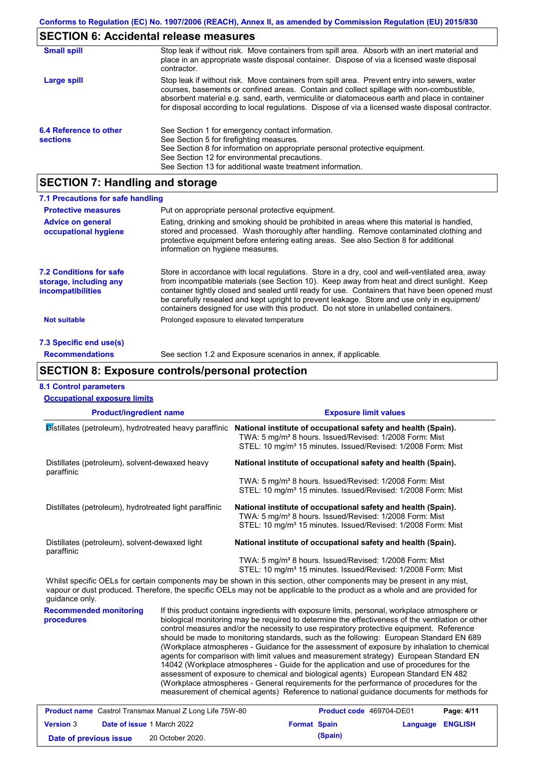## SECTION 6: Accidental release measures

**Small spill**

Stop leak if without risk. Move containers from spill area. Absorb with an inert material and place in an appropriate waste disposal container. Dispose of via a licensed waste disposal contractor.

**Large spill**

Stop leak if without risk. Move containers from spill area. Prevent entry into sewers, water courses, basements or confined areas. Contain and collect spillage with non-combustible, absorbent material e.g. sand, earth, vermiculite or diatomaceous earth and place in container for disposal according to local regulations. Dispose of via a licensed waste disposal contractor.

**6.4 Reference to other sections**

See Section 1 for emergency contact information.
See Section 5 for firefighting measures.
See Section 8 for information on appropriate personal protective equipment.
See Section 12 for environmental precautions.
See Section 13 for additional waste treatment information.

## SECTION 7: Handling and storage

### 7.1 Precautions for safe handling

**Protective measures**

Put on appropriate personal protective equipment.

**Advice on general occupational hygiene**

Eating, drinking and smoking should be prohibited in areas where this material is handled, stored and processed. Wash thoroughly after handling. Remove contaminated clothing and protective equipment before entering eating areas. See also Section 8 for additional information on hygiene measures.

**7.2 Conditions for safe storage, including any incompatibilities**

Store in accordance with local regulations. Store in a dry, cool and well-ventilated area, away from incompatible materials (see Section 10). Keep away from heat and direct sunlight. Keep container tightly closed and sealed until ready for use. Containers that have been opened must be carefully resealed and kept upright to prevent leakage. Store and use only in equipment/ containers designed for use with this product. Do not store in unlabelled containers.

**Not suitable**

Prolonged exposure to elevated temperature

### 7.3 Specific end use(s)

**Recommendations**

See section 1.2 and Exposure scenarios in annex, if applicable.

## SECTION 8: Exposure controls/personal protection

### 8.1 Control parameters

**Occupational exposure limits**

| Product/ingredient name | Exposure limit values |
|---|---|
| Distillates (petroleum), hydrotreated heavy paraffinic | **National institute of occupational safety and health (Spain).** TWA: 5 mg/m³ 8 hours. Issued/Revised: 1/2008 Form: Mist STEL: 10 mg/m³ 15 minutes. Issued/Revised: 1/2008 Form: Mist |
| Distillates (petroleum), solvent-dewaxed heavy paraffinic | **National institute of occupational safety and health (Spain).** TWA: 5 mg/m³ 8 hours. Issued/Revised: 1/2008 Form: Mist STEL: 10 mg/m³ 15 minutes. Issued/Revised: 1/2008 Form: Mist |
| Distillates (petroleum), hydrotreated light paraffinic | **National institute of occupational safety and health (Spain).** TWA: 5 mg/m³ 8 hours. Issued/Revised: 1/2008 Form: Mist STEL: 10 mg/m³ 15 minutes. Issued/Revised: 1/2008 Form: Mist |
| Distillates (petroleum), solvent-dewaxed light paraffinic | **National institute of occupational safety and health (Spain).** TWA: 5 mg/m³ 8 hours. Issued/Revised: 1/2008 Form: Mist STEL: 10 mg/m³ 15 minutes. Issued/Revised: 1/2008 Form: Mist |

Whilst specific OELs for certain components may be shown in this section, other components may be present in any mist, vapour or dust produced. Therefore, the specific OELs may not be applicable to the product as a whole and are provided for guidance only.

**Recommended monitoring procedures**

If this product contains ingredients with exposure limits, personal, workplace atmosphere or biological monitoring may be required to determine the effectiveness of the ventilation or other control measures and/or the necessity to use respiratory protective equipment. Reference should be made to monitoring standards, such as the following: European Standard EN 689 (Workplace atmospheres - Guidance for the assessment of exposure by inhalation to chemical agents for comparison with limit values and measurement strategy) European Standard EN 14042 (Workplace atmospheres - Guide for the application and use of procedures for the assessment of exposure to chemical and biological agents) European Standard EN 482 (Workplace atmospheres - General requirements for the performance of procedures for the measurement of chemical agents) Reference to national guidance documents for methods for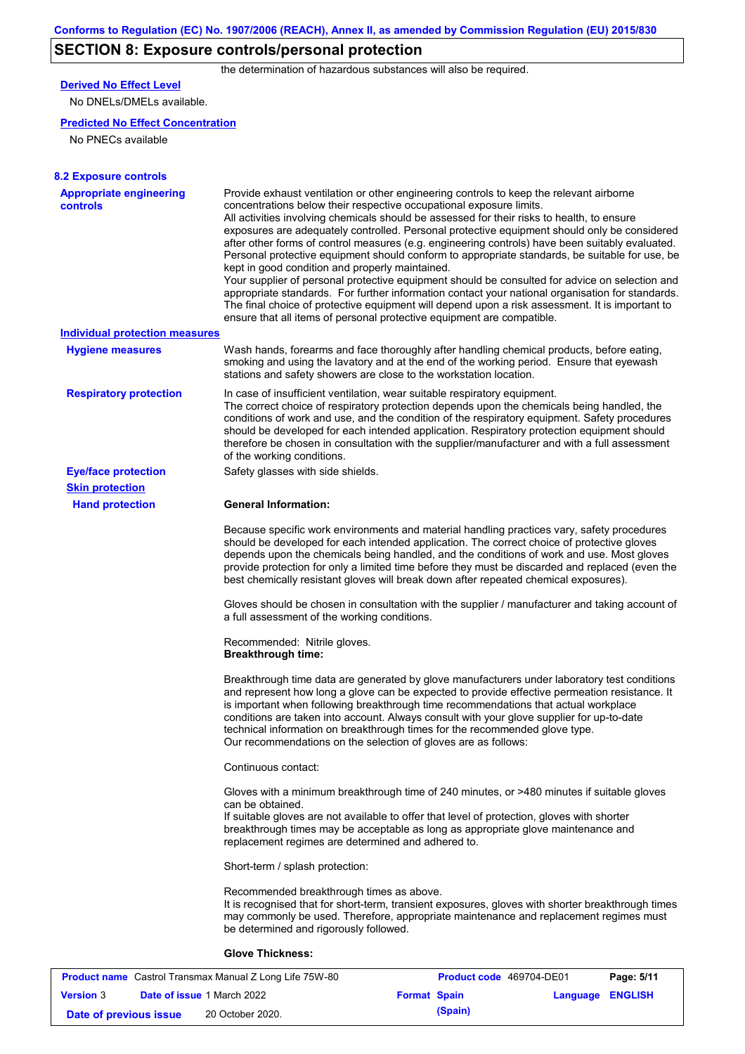## SECTION 8: Exposure controls/personal protection

the determination of hazardous substances will also be required.

**Derived No Effect Level**

No DNELs/DMELs available.

**Predicted No Effect Concentration**

No PNECs available

### 8.2 Exposure controls

**Appropriate engineering controls**

Provide exhaust ventilation or other engineering controls to keep the relevant airborne concentrations below their respective occupational exposure limits.
All activities involving chemicals should be assessed for their risks to health, to ensure exposures are adequately controlled. Personal protective equipment should only be considered after other forms of control measures (e.g. engineering controls) have been suitably evaluated. Personal protective equipment should conform to appropriate standards, be suitable for use, be kept in good condition and properly maintained.
Your supplier of personal protective equipment should be consulted for advice on selection and appropriate standards. For further information contact your national organisation for standards. The final choice of protective equipment will depend upon a risk assessment. It is important to ensure that all items of personal protective equipment are compatible.

**Individual protection measures**

**Hygiene measures**

Wash hands, forearms and face thoroughly after handling chemical products, before eating, smoking and using the lavatory and at the end of the working period. Ensure that eyewash stations and safety showers are close to the workstation location.

**Respiratory protection**

In case of insufficient ventilation, wear suitable respiratory equipment.
The correct choice of respiratory protection depends upon the chemicals being handled, the conditions of work and use, and the condition of the respiratory equipment. Safety procedures should be developed for each intended application. Respiratory protection equipment should therefore be chosen in consultation with the supplier/manufacturer and with a full assessment of the working conditions.

**Eye/face protection**

Safety glasses with side shields.

**Skin protection**

**Hand protection**

**General Information:**

Because specific work environments and material handling practices vary, safety procedures should be developed for each intended application. The correct choice of protective gloves depends upon the chemicals being handled, and the conditions of work and use. Most gloves provide protection for only a limited time before they must be discarded and replaced (even the best chemically resistant gloves will break down after repeated chemical exposures).

Gloves should be chosen in consultation with the supplier / manufacturer and taking account of a full assessment of the working conditions.

Recommended: Nitrile gloves.
**Breakthrough time:**

Breakthrough time data are generated by glove manufacturers under laboratory test conditions and represent how long a glove can be expected to provide effective permeation resistance. It is important when following breakthrough time recommendations that actual workplace conditions are taken into account. Always consult with your glove supplier for up-to-date technical information on breakthrough times for the recommended glove type.
Our recommendations on the selection of gloves are as follows:

Continuous contact:

Gloves with a minimum breakthrough time of 240 minutes, or >480 minutes if suitable gloves can be obtained.
If suitable gloves are not available to offer that level of protection, gloves with shorter breakthrough times may be acceptable as long as appropriate glove maintenance and replacement regimes are determined and adhered to.

Short-term / splash protection:

Recommended breakthrough times as above.
It is recognised that for short-term, transient exposures, gloves with shorter breakthrough times may commonly be used. Therefore, appropriate maintenance and replacement regimes must be determined and rigorously followed.

**Glove Thickness:**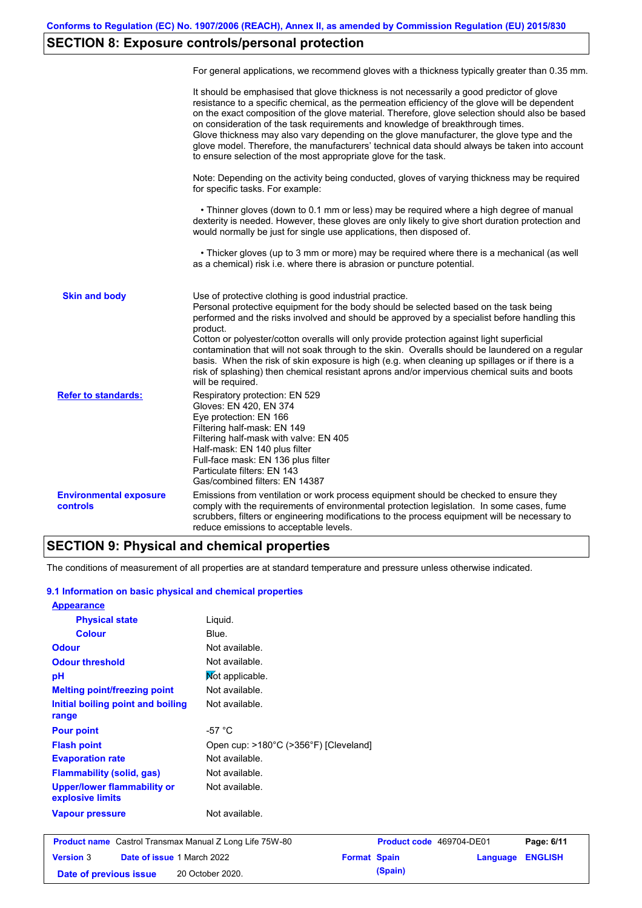## SECTION 8: Exposure controls/personal protection

For general applications, we recommend gloves with a thickness typically greater than 0.35 mm.

It should be emphasised that glove thickness is not necessarily a good predictor of glove resistance to a specific chemical, as the permeation efficiency of the glove will be dependent on the exact composition of the glove material. Therefore, glove selection should also be based on consideration of the task requirements and knowledge of breakthrough times.
Glove thickness may also vary depending on the glove manufacturer, the glove type and the glove model. Therefore, the manufacturers' technical data should always be taken into account to ensure selection of the most appropriate glove for the task.

Note: Depending on the activity being conducted, gloves of varying thickness may be required for specific tasks. For example:

• Thinner gloves (down to 0.1 mm or less) may be required where a high degree of manual dexterity is needed. However, these gloves are only likely to give short duration protection and would normally be just for single use applications, then disposed of.

• Thicker gloves (up to 3 mm or more) may be required where there is a mechanical (as well as a chemical) risk i.e. where there is abrasion or puncture potential.

**Skin and body**

Use of protective clothing is good industrial practice.
Personal protective equipment for the body should be selected based on the task being performed and the risks involved and should be approved by a specialist before handling this product.
Cotton or polyester/cotton overalls will only provide protection against light superficial contamination that will not soak through to the skin. Overalls should be laundered on a regular basis. When the risk of skin exposure is high (e.g. when cleaning up spillages or if there is a risk of splashing) then chemical resistant aprons and/or impervious chemical suits and boots will be required.

**Refer to standards:**

Respiratory protection: EN 529
Gloves: EN 420, EN 374
Eye protection: EN 166
Filtering half-mask: EN 149
Filtering half-mask with valve: EN 405
Half-mask: EN 140 plus filter
Full-face mask: EN 136 plus filter
Particulate filters: EN 143
Gas/combined filters: EN 14387

**Environmental exposure controls**

Emissions from ventilation or work process equipment should be checked to ensure they comply with the requirements of environmental protection legislation. In some cases, fume scrubbers, filters or engineering modifications to the process equipment will be necessary to reduce emissions to acceptable levels.

## SECTION 9: Physical and chemical properties

The conditions of measurement of all properties are at standard temperature and pressure unless otherwise indicated.

### 9.1 Information on basic physical and chemical properties

**Appearance**

| Property | Value |
|---|---|
| Physical state | Liquid. |
| Colour | Blue. |
| Odour | Not available. |
| Odour threshold | Not available. |
| pH | Not applicable. |
| Melting point/freezing point | Not available. |
| Initial boiling point and boiling range | Not available. |
| Pour point | -57 °C |
| Flash point | Open cup: >180°C (>356°F) [Cleveland] |
| Evaporation rate | Not available. |
| Flammability (solid, gas) | Not available. |
| Upper/lower flammability or explosive limits | Not available. |
| Vapour pressure | Not available. |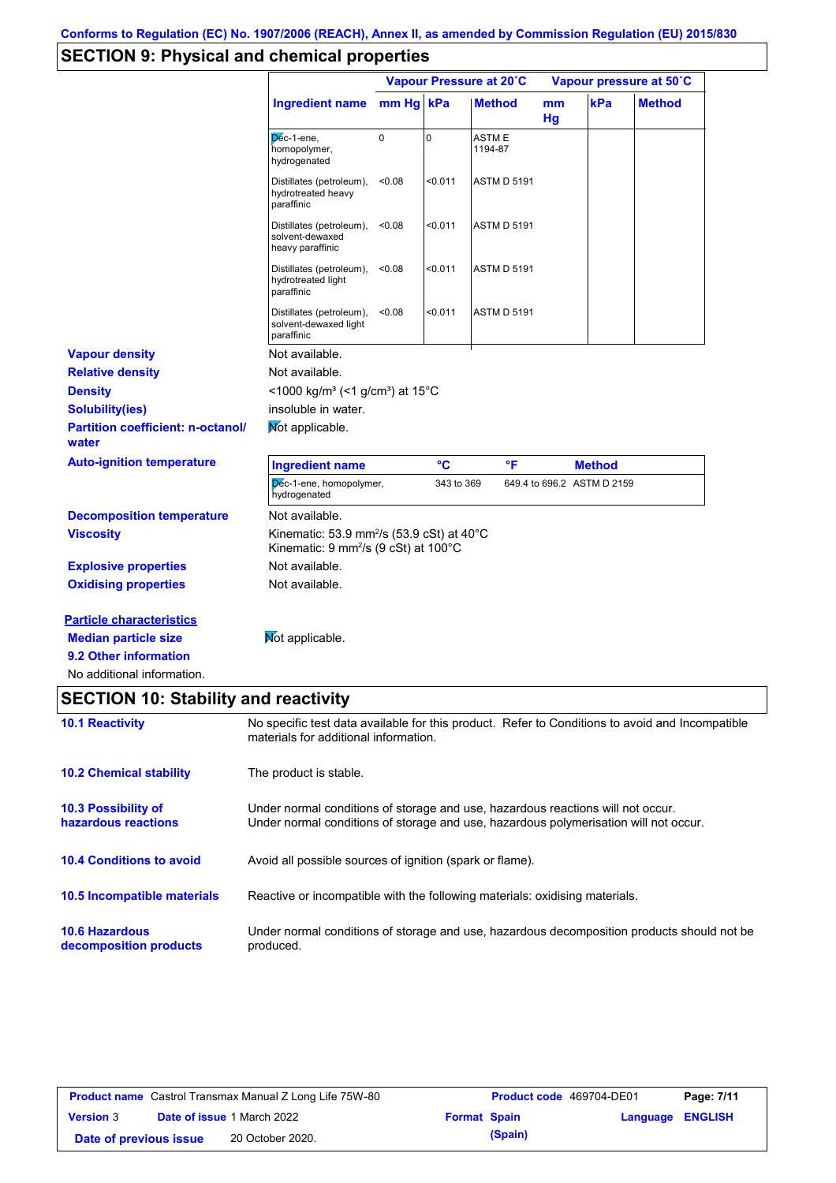Conforms to Regulation (EC) No. 1907/2006 (REACH), Annex II, as amended by Commission Regulation (EU) 2015/830

## SECTION 9: Physical and chemical properties

| Ingredient name | Vapour Pressure at 20˚C | | | Vapour pressure at 50˚C | | |
|---|---|---|---|---|---|---|
| | mm Hg | kPa | Method | mm Hg | kPa | Method |
| Dec-1-ene, homopolymer, hydrogenated | 0 | 0 | ASTM E 1194-87 | | | |
| Distillates (petroleum), hydrotreated heavy paraffinic | <0.08 | <0.011 | ASTM D 5191 | | | |
| Distillates (petroleum), solvent-dewaxed heavy paraffinic | <0.08 | <0.011 | ASTM D 5191 | | | |
| Distillates (petroleum), hydrotreated light paraffinic | <0.08 | <0.011 | ASTM D 5191 | | | |
| Distillates (petroleum), solvent-dewaxed light paraffinic | <0.08 | <0.011 | ASTM D 5191 | | | |

**Vapour density** Not available.

**Relative density** Not available.

**Density** <1000 kg/m³ (<1 g/cm³) at 15°C

**Solubility(ies)** insoluble in water.

**Partition coefficient: n-octanol/water** Not applicable.

**Auto-ignition temperature**

| Ingredient name | °C | °F | Method |
|---|---|---|---|
| Dec-1-ene, homopolymer, hydrogenated | 343 to 369 | 649.4 to 696.2 | ASTM D 2159 |

**Decomposition temperature** Not available.

**Viscosity** Kinematic: 53.9 mm²/s (53.9 cSt) at 40°C
Kinematic: 9 mm²/s (9 cSt) at 100°C

**Explosive properties** Not available.

**Oxidising properties** Not available.

**Particle characteristics**

**Median particle size** Not applicable.

**9.2 Other information**

No additional information.

## SECTION 10: Stability and reactivity

**10.1 Reactivity** No specific test data available for this product. Refer to Conditions to avoid and Incompatible materials for additional information.

**10.2 Chemical stability** The product is stable.

**10.3 Possibility of hazardous reactions** Under normal conditions of storage and use, hazardous reactions will not occur.
Under normal conditions of storage and use, hazardous polymerisation will not occur.

**10.4 Conditions to avoid** Avoid all possible sources of ignition (spark or flame).

**10.5 Incompatible materials** Reactive or incompatible with the following materials: oxidising materials.

**10.6 Hazardous decomposition products** Under normal conditions of storage and use, hazardous decomposition products should not be produced.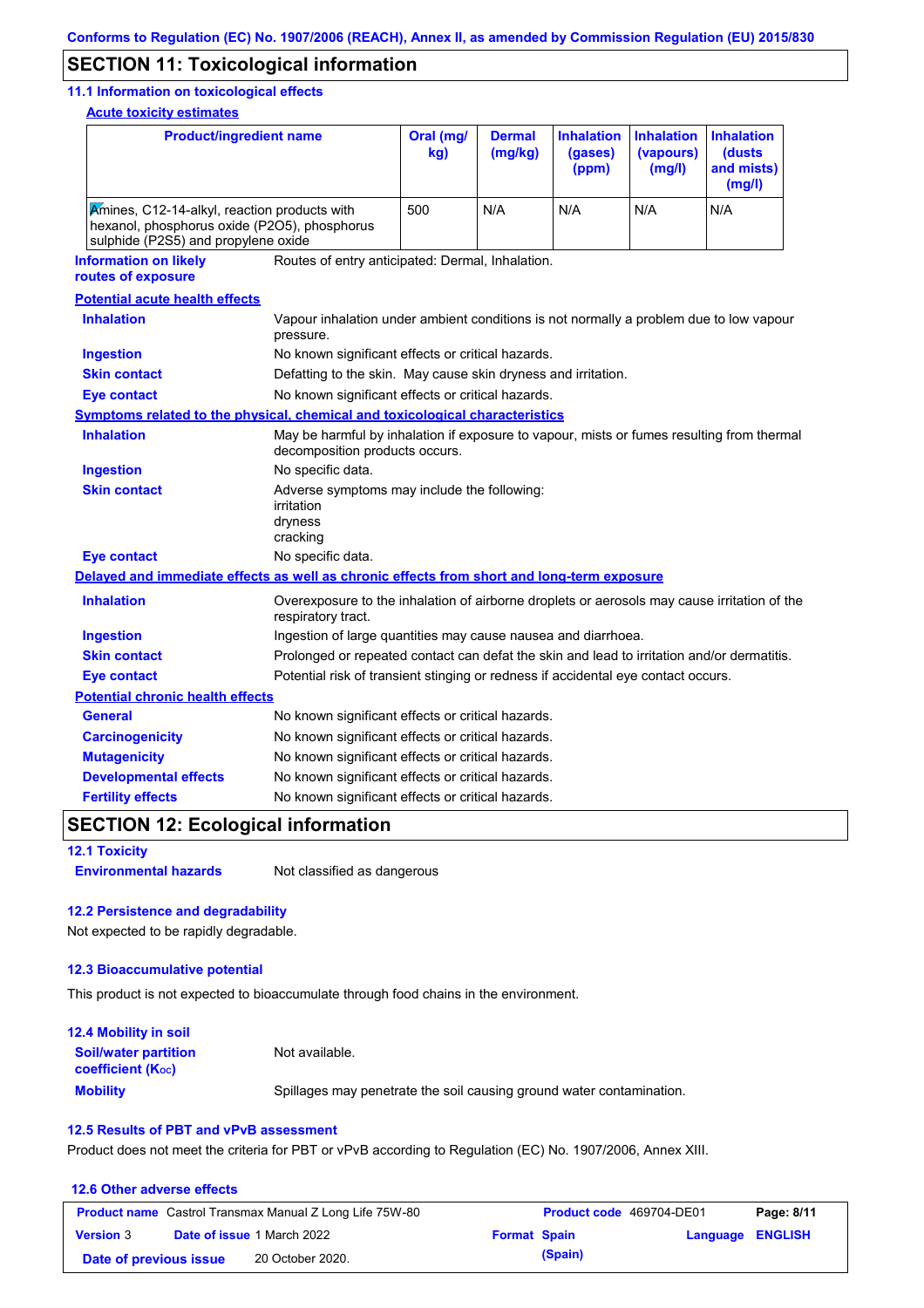## SECTION 11: Toxicological information

### 11.1 Information on toxicological effects

**Acute toxicity estimates**

| Product/ingredient name | Oral (mg/kg) | Dermal (mg/kg) | Inhalation (gases) (ppm) | Inhalation (vapours) (mg/l) | Inhalation (dusts and mists) (mg/l) |
|---|---|---|---|---|---|
| Amines, C12-14-alkyl, reaction products with hexanol, phosphorus oxide (P2O5), phosphorus sulphide (P2S5) and propylene oxide | 500 | N/A | N/A | N/A | N/A |

**Information on likely routes of exposure**: Routes of entry anticipated: Dermal, Inhalation.

**Potential acute health effects**

**Inhalation**: Vapour inhalation under ambient conditions is not normally a problem due to low vapour pressure.
**Ingestion**: No known significant effects or critical hazards.
**Skin contact**: Defatting to the skin. May cause skin dryness and irritation.
**Eye contact**: No known significant effects or critical hazards.

**Symptoms related to the physical, chemical and toxicological characteristics**

**Inhalation**: May be harmful by inhalation if exposure to vapour, mists or fumes resulting from thermal decomposition products occurs.
**Ingestion**: No specific data.
**Skin contact**: Adverse symptoms may include the following:
irritation
dryness
cracking
**Eye contact**: No specific data.

**Delayed and immediate effects as well as chronic effects from short and long-term exposure**

**Inhalation**: Overexposure to the inhalation of airborne droplets or aerosols may cause irritation of the respiratory tract.
**Ingestion**: Ingestion of large quantities may cause nausea and diarrhoea.
**Skin contact**: Prolonged or repeated contact can defat the skin and lead to irritation and/or dermatitis.
**Eye contact**: Potential risk of transient stinging or redness if accidental eye contact occurs.

**Potential chronic health effects**

**General**: No known significant effects or critical hazards.
**Carcinogenicity**: No known significant effects or critical hazards.
**Mutagenicity**: No known significant effects or critical hazards.
**Developmental effects**: No known significant effects or critical hazards.
**Fertility effects**: No known significant effects or critical hazards.

## SECTION 12: Ecological information

### 12.1 Toxicity

**Environmental hazards**: Not classified as dangerous

### 12.2 Persistence and degradability

Not expected to be rapidly degradable.

### 12.3 Bioaccumulative potential

This product is not expected to bioaccumulate through food chains in the environment.

### 12.4 Mobility in soil

**Soil/water partition coefficient ($K_{OC}$)**: Not available.
**Mobility**: Spillages may penetrate the soil causing ground water contamination.

### 12.5 Results of PBT and vPvB assessment

Product does not meet the criteria for PBT or vPvB according to Regulation (EC) No. 1907/2006, Annex XIII.

### 12.6 Other adverse effects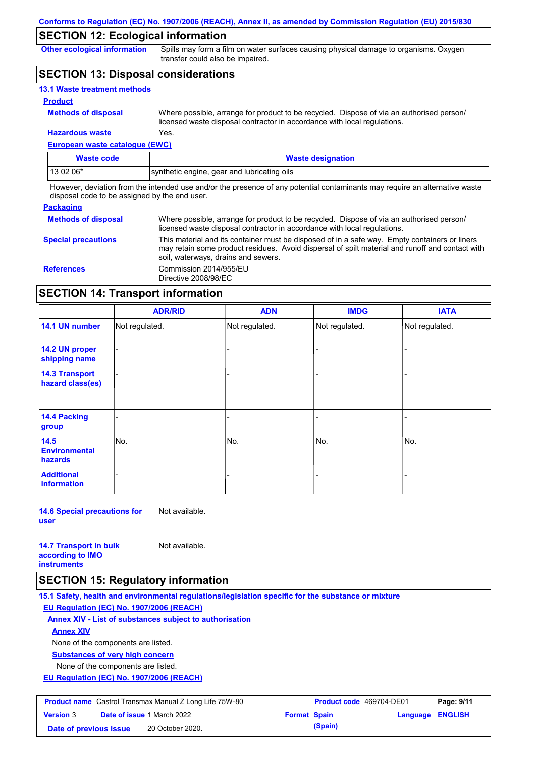## SECTION 12: Ecological information

**Other ecological information**: Spills may form a film on water surfaces causing physical damage to organisms. Oxygen transfer could also be impaired.

## SECTION 13: Disposal considerations

### 13.1 Waste treatment methods

**Product**

**Methods of disposal**: Where possible, arrange for product to be recycled. Dispose of via an authorised person/ licensed waste disposal contractor in accordance with local regulations.

**Hazardous waste**: Yes.

**European waste catalogue (EWC)**

| Waste code | Waste designation |
|---|---|
| 13 02 06* | synthetic engine, gear and lubricating oils |

However, deviation from the intended use and/or the presence of any potential contaminants may require an alternative waste disposal code to be assigned by the end user.

**Packaging**

**Methods of disposal**: Where possible, arrange for product to be recycled. Dispose of via an authorised person/ licensed waste disposal contractor in accordance with local regulations.

**Special precautions**: This material and its container must be disposed of in a safe way. Empty containers or liners may retain some product residues. Avoid dispersal of spilt material and runoff and contact with soil, waterways, drains and sewers.

**References**: Commission 2014/955/EU
Directive 2008/98/EC

## SECTION 14: Transport information

| | ADR/RID | ADN | IMDG | IATA |
|---|---|---|---|---|
| 14.1 UN number | Not regulated. | Not regulated. | Not regulated. | Not regulated. |
| 14.2 UN proper shipping name | - | - | - | - |
| 14.3 Transport hazard class(es) | - | - | - | - |
| 14.4 Packing group | - | - | - | - |
| 14.5 Environmental hazards | No. | No. | No. | No. |
| Additional information | - | - | - | - |

**14.6 Special precautions for user**: Not available.

**14.7 Transport in bulk according to IMO instruments**: Not available.

## SECTION 15: Regulatory information

### 15.1 Safety, health and environmental regulations/legislation specific for the substance or mixture

**EU Regulation (EC) No. 1907/2006 (REACH)**

**Annex XIV - List of substances subject to authorisation**

**Annex XIV**

None of the components are listed.

**Substances of very high concern**

None of the components are listed.

**EU Regulation (EC) No. 1907/2006 (REACH)**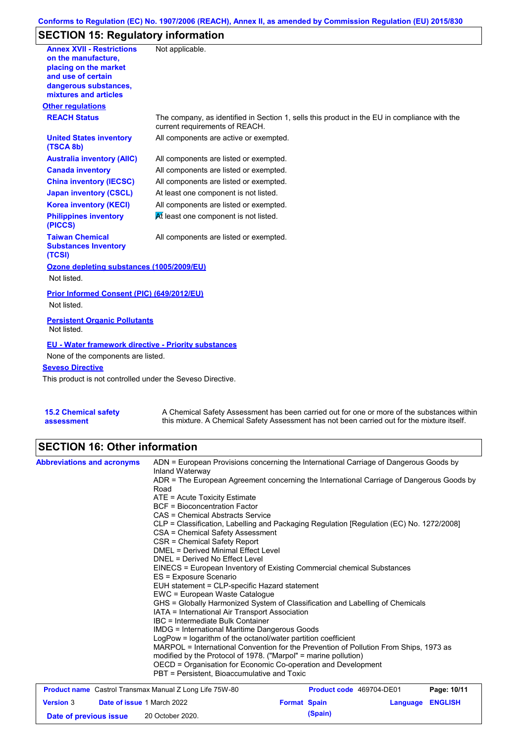## SECTION 15: Regulatory information

| | |
|---|---|
| **Annex XVII - Restrictions on the manufacture, placing on the market and use of certain dangerous substances, mixtures and articles** | Not applicable. |

**Other regulations**

| | |
|---|---|
| **REACH Status** | The company, as identified in Section 1, sells this product in the EU in compliance with the current requirements of REACH. |
| **United States inventory (TSCA 8b)** | All components are active or exempted. |
| **Australia inventory (AIIC)** | All components are listed or exempted. |
| **Canada inventory** | All components are listed or exempted. |
| **China inventory (IECSC)** | All components are listed or exempted. |
| **Japan inventory (CSCL)** | At least one component is not listed. |
| **Korea inventory (KECI)** | All components are listed or exempted. |
| **Philippines inventory (PICCS)** | At least one component is not listed. |
| **Taiwan Chemical Substances Inventory (TCSI)** | All components are listed or exempted. |

**Ozone depleting substances (1005/2009/EU)**

Not listed.

**Prior Informed Consent (PIC) (649/2012/EU)**

Not listed.

**Persistent Organic Pollutants**

Not listed.

**EU - Water framework directive - Priority substances**

None of the components are listed.

**Seveso Directive**

This product is not controlled under the Seveso Directive.

| | |
|---|---|
| **15.2 Chemical safety assessment** | A Chemical Safety Assessment has been carried out for one or more of the substances within this mixture. A Chemical Safety Assessment has not been carried out for the mixture itself. |

## SECTION 16: Other information

**Abbreviations and acronyms**

ADN = European Provisions concerning the International Carriage of Dangerous Goods by Inland Waterway
ADR = The European Agreement concerning the International Carriage of Dangerous Goods by Road
ATE = Acute Toxicity Estimate
BCF = Bioconcentration Factor
CAS = Chemical Abstracts Service
CLP = Classification, Labelling and Packaging Regulation [Regulation (EC) No. 1272/2008]
CSA = Chemical Safety Assessment
CSR = Chemical Safety Report
DMEL = Derived Minimal Effect Level
DNEL = Derived No Effect Level
EINECS = European Inventory of Existing Commercial chemical Substances
ES = Exposure Scenario
EUH statement = CLP-specific Hazard statement
EWC = European Waste Catalogue
GHS = Globally Harmonized System of Classification and Labelling of Chemicals
IATA = International Air Transport Association
IBC = Intermediate Bulk Container
IMDG = International Maritime Dangerous Goods
LogPow = logarithm of the octanol/water partition coefficient
MARPOL = International Convention for the Prevention of Pollution From Ships, 1973 as modified by the Protocol of 1978. ("Marpol" = marine pollution)
OECD = Organisation for Economic Co-operation and Development
PBT = Persistent, Bioaccumulative and Toxic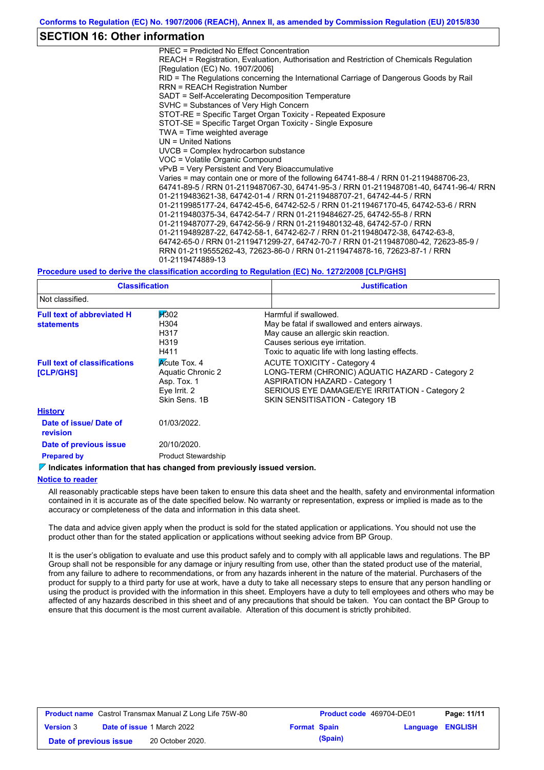Conforms to Regulation (EC) No. 1907/2006 (REACH), Annex II, as amended by Commission Regulation (EU) 2015/830

## SECTION 16: Other information

PNEC = Predicted No Effect Concentration
REACH = Registration, Evaluation, Authorisation and Restriction of Chemicals Regulation [Regulation (EC) No. 1907/2006]
RID = The Regulations concerning the International Carriage of Dangerous Goods by Rail
RRN = REACH Registration Number
SADT = Self-Accelerating Decomposition Temperature
SVHC = Substances of Very High Concern
STOT-RE = Specific Target Organ Toxicity - Repeated Exposure
STOT-SE = Specific Target Organ Toxicity - Single Exposure
TWA = Time weighted average
UN = United Nations
UVCB = Complex hydrocarbon substance
VOC = Volatile Organic Compound
vPvB = Very Persistent and Very Bioaccumulative
Varies = may contain one or more of the following 64741-88-4 / RRN 01-2119488706-23, 64741-89-5 / RRN 01-2119487067-30, 64741-95-3 / RRN 01-2119487081-40, 64741-96-4/ RRN 01-2119483621-38, 64742-01-4 / RRN 01-2119488707-21, 64742-44-5 / RRN 01-2119985177-24, 64742-45-6, 64742-52-5 / RRN 01-2119467170-45, 64742-53-6 / RRN 01-2119480375-34, 64742-54-7 / RRN 01-2119484627-25, 64742-55-8 / RRN 01-2119487077-29, 64742-56-9 / RRN 01-2119480132-48, 64742-57-0 / RRN 01-2119489287-22, 64742-58-1, 64742-62-7 / RRN 01-2119480472-38, 64742-63-8, 64742-65-0 / RRN 01-2119471299-27, 64742-70-7 / RRN 01-2119487080-42, 72623-85-9 / RRN 01-2119555262-43, 72623-86-0 / RRN 01-2119474878-16, 72623-87-1 / RRN 01-2119474889-13

**Procedure used to derive the classification according to Regulation (EC) No. 1272/2008 [CLP/GHS]**

| Classification | Justification |
|---|---|
| Not classified. | |

**Full text of abbreviated H statements**

| | |
|---|---|
| H302 | Harmful if swallowed. |
| H304 | May be fatal if swallowed and enters airways. |
| H317 | May cause an allergic skin reaction. |
| H319 | Causes serious eye irritation. |
| H411 | Toxic to aquatic life with long lasting effects. |

**Full text of classifications [CLP/GHS]**

| | |
|---|---|
| Acute Tox. 4 | ACUTE TOXICITY - Category 4 |
| Aquatic Chronic 2 | LONG-TERM (CHRONIC) AQUATIC HAZARD - Category 2 |
| Asp. Tox. 1 | ASPIRATION HAZARD - Category 1 |
| Eye Irrit. 2 | SERIOUS EYE DAMAGE/EYE IRRITATION - Category 2 |
| Skin Sens. 1B | SKIN SENSITISATION - Category 1B |

**History**

**Date of issue/ Date of revision**: 01/03/2022.
**Date of previous issue**: 20/10/2020.
**Prepared by**: Product Stewardship

**Indicates information that has changed from previously issued version.**

**Notice to reader**

All reasonably practicable steps have been taken to ensure this data sheet and the health, safety and environmental information contained in it is accurate as of the date specified below. No warranty or representation, express or implied is made as to the accuracy or completeness of the data and information in this data sheet.

The data and advice given apply when the product is sold for the stated application or applications. You should not use the product other than for the stated application or applications without seeking advice from BP Group.

It is the user's obligation to evaluate and use this product safely and to comply with all applicable laws and regulations. The BP Group shall not be responsible for any damage or injury resulting from use, other than the stated product use of the material, from any failure to adhere to recommendations, or from any hazards inherent in the nature of the material. Purchasers of the product for supply to a third party for use at work, have a duty to take all necessary steps to ensure that any person handling or using the product is provided with the information in this sheet. Employers have a duty to tell employees and others who may be affected of any hazards described in this sheet and of any precautions that should be taken. You can contact the BP Group to ensure that this document is the most current available. Alteration of this document is strictly prohibited.

| | | | |
|---|---|---|---|
| **Product name** Castrol Transmax Manual Z Long Life 75W-80 | | **Product code** 469704-DE01 | |
| **Version** 3 | **Date of issue** 1 March 2022 | **Format** Spain (Spain) | **Language** ENGLISH |
| **Date of previous issue** 20 October 2020. | | | |